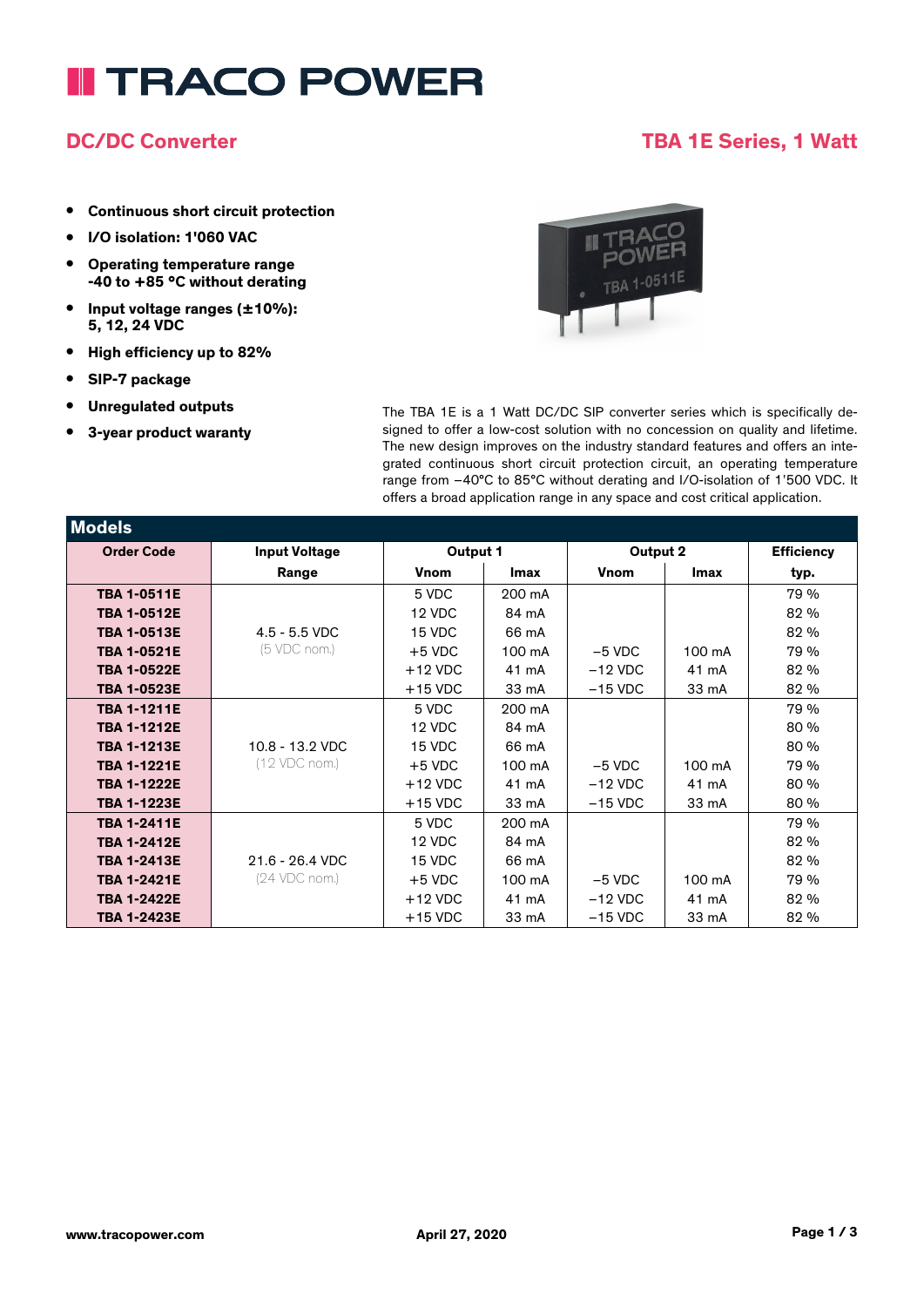# TRACO POWER

## DC/DC Converter

## TBA 1E Series, 1 Watt

- **Continuous short circuit protection**
- **I/O isolation: 1'060 VAC**
- **Operating temperature range -40 to +85 °C without derating**
- **Input voltage ranges (±10%): 5, 12, 24 VDC**
- **High efficiency up to 82%**
- **SIP-7 package**
- **Unregulated outputs**
- **3-year product waranty**

The TBA 1E is a 1 Watt DC/DC SIP converter series which is specifically designed to offer a low-cost solution with no concession on quality and lifetime. The new design improves on the industry standard features and offers an integrated continuous short circuit protection circuit, an operating temperature range from −40°C to 85°C without derating and I/O-isolation of 1'500 VDC. It offers a broad application range in any space and cost critical application.

## Models

| Order Code | Input Voltage Range | Output 1 | | Output 2 | | Efficiency typ. |
|---|---|---|---|---|---|---|
| | | Vnom | Imax | Vnom | Imax | |
| **TBA 1-0511E** | 4.5 - 5.5 VDC (5 VDC nom.) | 5 VDC | 200 mA | | | 79 % |
| **TBA 1-0512E** | | 12 VDC | 84 mA | | | 82 % |
| **TBA 1-0513E** | | 15 VDC | 66 mA | | | 82 % |
| **TBA 1-0521E** | | +5 VDC | 100 mA | −5 VDC | 100 mA | 79 % |
| **TBA 1-0522E** | | +12 VDC | 41 mA | −12 VDC | 41 mA | 82 % |
| **TBA 1-0523E** | | +15 VDC | 33 mA | −15 VDC | 33 mA | 82 % |
| **TBA 1-1211E** | 10.8 - 13.2 VDC (12 VDC nom.) | 5 VDC | 200 mA | | | 79 % |
| **TBA 1-1212E** | | 12 VDC | 84 mA | | | 80 % |
| **TBA 1-1213E** | | 15 VDC | 66 mA | | | 80 % |
| **TBA 1-1221E** | | +5 VDC | 100 mA | −5 VDC | 100 mA | 79 % |
| **TBA 1-1222E** | | +12 VDC | 41 mA | −12 VDC | 41 mA | 80 % |
| **TBA 1-1223E** | | +15 VDC | 33 mA | −15 VDC | 33 mA | 80 % |
| **TBA 1-2411E** | 21.6 - 26.4 VDC (24 VDC nom.) | 5 VDC | 200 mA | | | 79 % |
| **TBA 1-2412E** | | 12 VDC | 84 mA | | | 82 % |
| **TBA 1-2413E** | | 15 VDC | 66 mA | | | 82 % |
| **TBA 1-2421E** | | +5 VDC | 100 mA | −5 VDC | 100 mA | 79 % |
| **TBA 1-2422E** | | +12 VDC | 41 mA | −12 VDC | 41 mA | 82 % |
| **TBA 1-2423E** | | +15 VDC | 33 mA | −15 VDC | 33 mA | 82 % |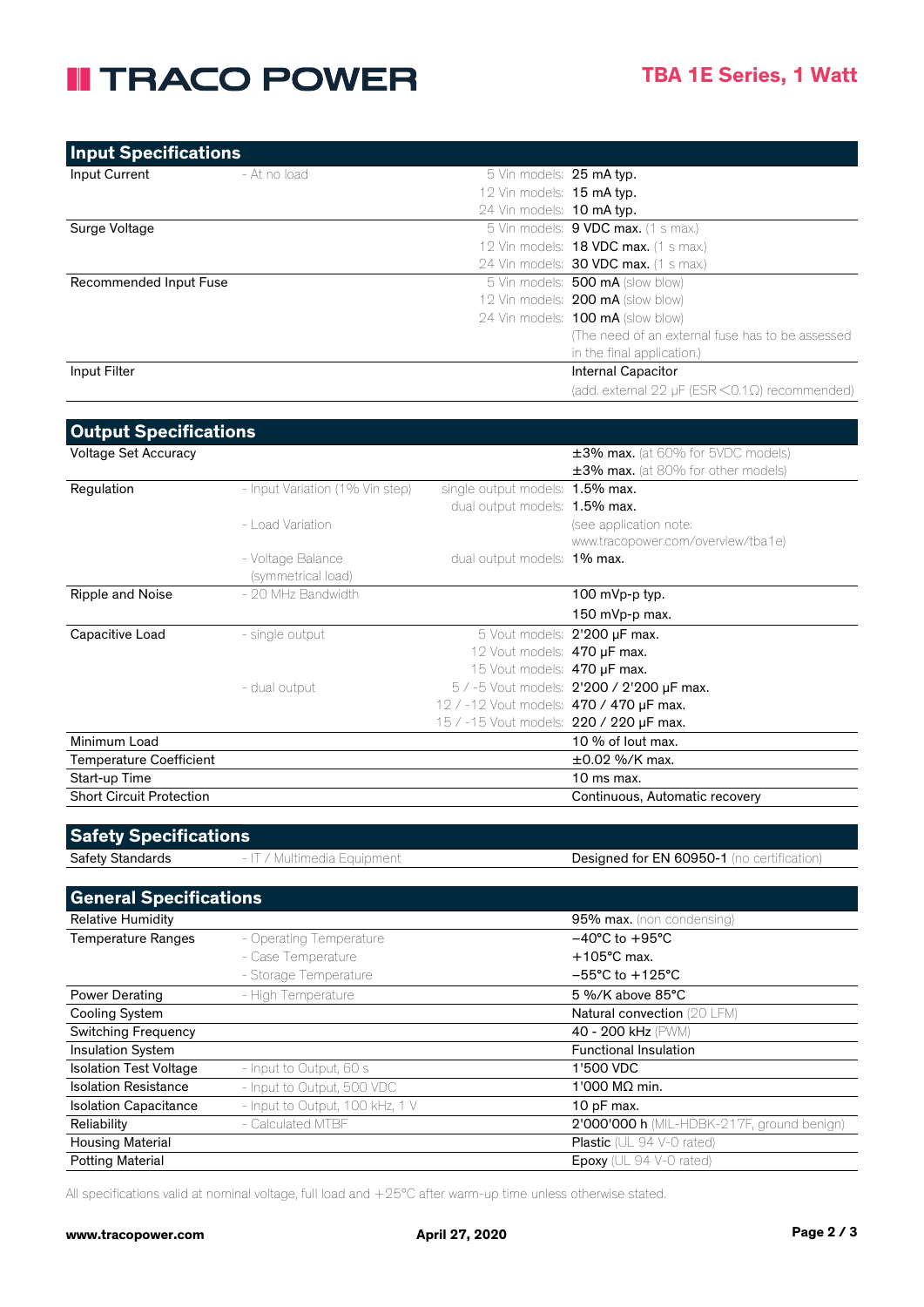## Input Specifications

| Parameter | Condition | Models | Value |
|---|---|---|---|
| Input Current | - At no load | 5 Vin models: | **25 mA typ.** |
| | | 12 Vin models: | **15 mA typ.** |
| | | 24 Vin models: | **10 mA typ.** |
| Surge Voltage | | 5 Vin models: | **9 VDC max.** (1 s max.) |
| | | 12 Vin models: | **18 VDC max.** (1 s max.) |
| | | 24 Vin models: | **30 VDC max.** (1 s max.) |
| Recommended Input Fuse | | 5 Vin models: | **500 mA** (slow blow) |
| | | 12 Vin models: | **200 mA** (slow blow) |
| | | 24 Vin models: | **100 mA** (slow blow) |
| | | | (The need of an external fuse has to be assessed in the final application.) |
| Input Filter | | | Internal Capacitor |
| | | | (add. external 22 µF (ESR <0.1Ω) recommended) |

## Output Specifications

| Parameter | Condition | Models | Value |
|---|---|---|---|
| Voltage Set Accuracy | | | **±3% max.** (at 60% for 5VDC models) |
| | | | **±3% max.** (at 80% for other models) |
| Regulation | - Input Variation (1% Vin step) | single output models: | **1.5% max.** |
| | | dual output models: | **1.5% max.** |
| | - Load Variation | | (see application note: www.tracopower.com/overview/tba1e) |
| | - Voltage Balance (symmetrical load) | dual output models: | **1% max.** |
| Ripple and Noise | - 20 MHz Bandwidth | | 100 mVp-p typ. |
| | | | 150 mVp-p max. |
| Capacitive Load | - single output | 5 Vout models: | **2'200 µF max.** |
| | | 12 Vout models: | **470 µF max.** |
| | | 15 Vout models: | **470 µF max.** |
| | - dual output | 5 / -5 Vout models: | **2'200 / 2'200 µF max.** |
| | | 12 / -12 Vout models: | **470 / 470 µF max.** |
| | | 15 / -15 Vout models: | **220 / 220 µF max.** |
| Minimum Load | | | 10 % of Iout max. |
| Temperature Coefficient | | | ±0.02 %/K max. |
| Start-up Time | | | 10 ms max. |
| Short Circuit Protection | | | Continuous, Automatic recovery |

## Safety Specifications

| Parameter | Condition | Value |
|---|---|---|
| Safety Standards | - IT / Multimedia Equipment | **Designed for EN 60950-1** (no certification) |

## General Specifications

| Parameter | Condition | Value |
|---|---|---|
| Relative Humidity | | **95% max.** (non condensing) |
| Temperature Ranges | - Operating Temperature | −40°C to +95°C |
| | - Case Temperature | +105°C max. |
| | - Storage Temperature | −55°C to +125°C |
| Power Derating | - High Temperature | 5 %/K above 85°C |
| Cooling System | | Natural convection (20 LFM) |
| Switching Frequency | | 40 - 200 kHz (PWM) |
| Insulation System | | Functional Insulation |
| Isolation Test Voltage | - Input to Output, 60 s | 1'500 VDC |
| Isolation Resistance | - Input to Output, 500 VDC | 1'000 MΩ min. |
| Isolation Capacitance | - Input to Output, 100 kHz, 1 V | 10 pF max. |
| Reliability | - Calculated MTBF | **2'000'000 h** (MIL-HDBK-217F, ground benign) |
| Housing Material | | **Plastic** (UL 94 V-0 rated) |
| Potting Material | | **Epoxy** (UL 94 V-0 rated) |

All specifications valid at nominal voltage, full load and +25°C after warm-up time unless otherwise stated.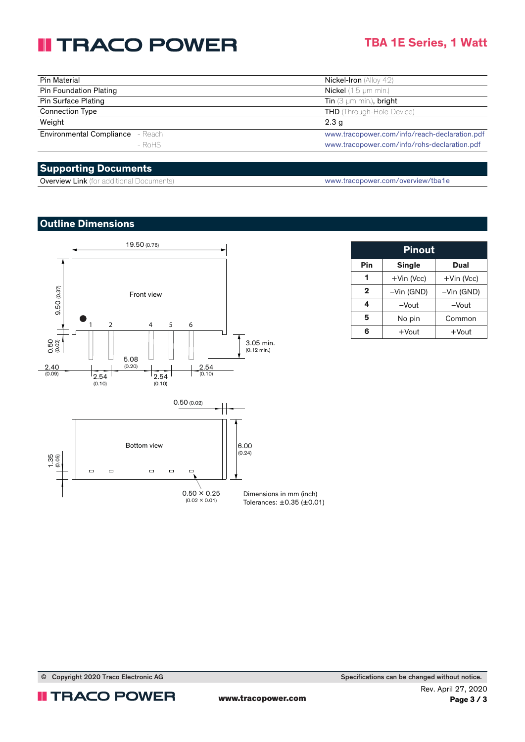| | |
|---|---|
| Pin Material | Nickel-Iron (Alloy 42) |
| Pin Foundation Plating | Nickel (1.5 µm min.) |
| Pin Surface Plating | Tin (3 µm min.), bright |
| Connection Type | THD (Through-Hole Device) |
| Weight | 2.3 g |
| Environmental Compliance - Reach | www.tracopower.com/info/reach-declaration.pdf |
| - RoHS | www.tracopower.com/info/rohs-declaration.pdf |

## Supporting Documents

| | |
|---|---|
| Overview Link (for additional Documents) | www.tracopower.com/overview/tba1e |

## Outline Dimensions

19.50 (0.76)

9.50 (0.37)

Front view

1 2 4 5 6

0.50 (0.02)

3.05 min. (0.12 min.)

5.08 (0.20)

2.40 (0.09)

2.54 (0.10)

2.54 (0.10)

2.54 (0.10)

0.50 (0.02)

Bottom view

6.00 (0.24)

1.35 (0.05)

0.50 × 0.25 (0.02 × 0.01)

Dimensions in mm (inch)
Tolerances: ±0.35 (±0.01)

| Pinout | | |
|---|---|---|
| **Pin** | **Single** | **Dual** |
| **1** | +Vin (Vcc) | +Vin (Vcc) |
| **2** | –Vin (GND) | –Vin (GND) |
| **4** | –Vout | –Vout |
| **5** | No pin | Common |
| **6** | +Vout | +Vout |

© Copyright 2020 Traco Electronic AG

Specifications can be changed without notice.

Rev. April 27, 2020